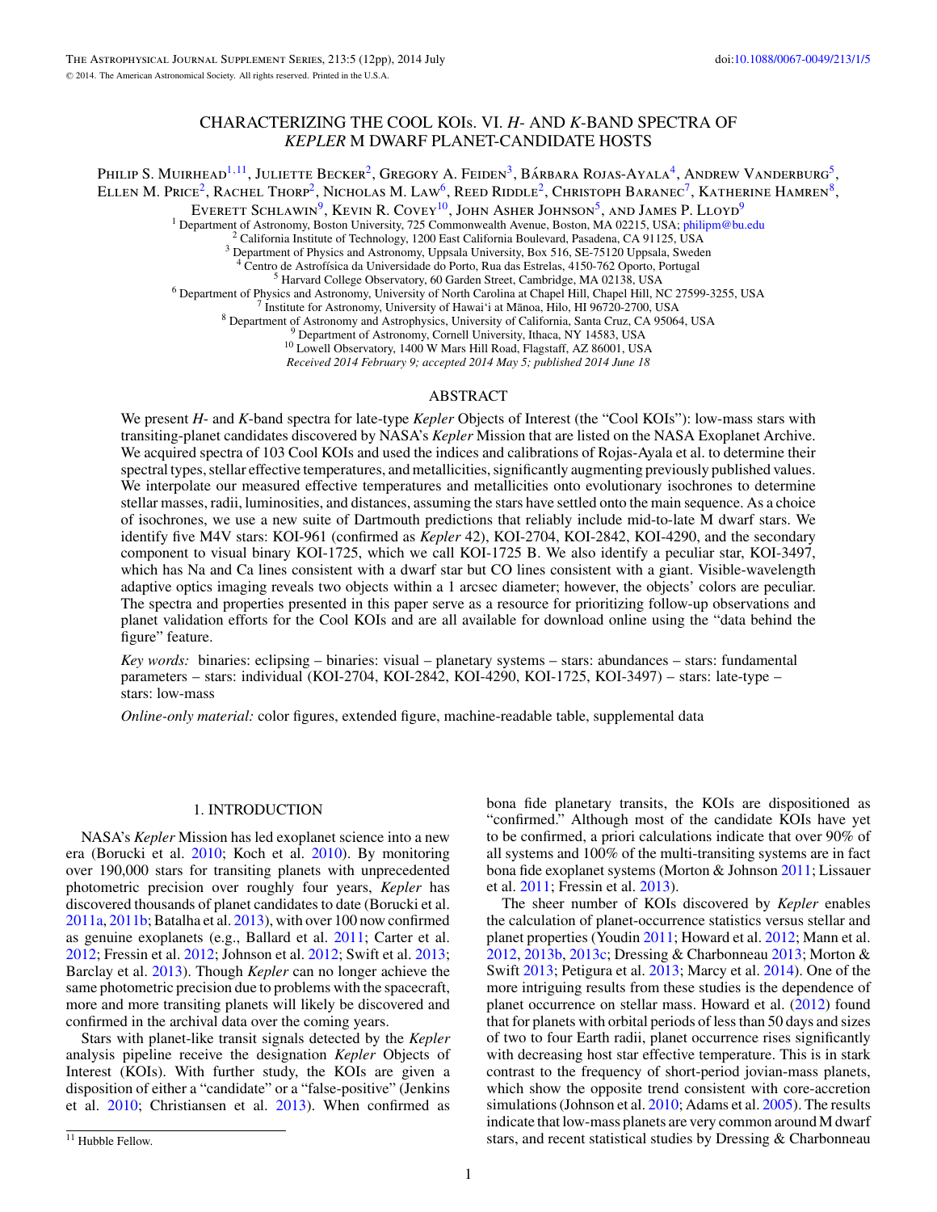# CHARACTERIZING THE COOL KOIs. VI. *H*- AND *K*-BAND SPECTRA OF *KEPLER* M DWARF PLANET-CANDIDATE HOSTS

Philip S. Muirhead[1,11], Juliette Becker[2], Gregory A. Feiden[3], Bárbara Rojas-Ayala[4], Andrew Vanderburg[5], Ellen M. Price[2], Rachel Thorp[2], Nicholas M. Law[6], Reed Riddle[2], Christoph Baranec[7], Katherine Hamren[8], Everett Schlawin[9], Kevin R. Covey[10], John Asher Johnson[5], and James P. Lloyd[9]

[1] Department of Astronomy, Boston University, 725 Commonwealth Avenue, Boston, MA 02215, USA; philipm@bu.edu
[2] California Institute of Technology, 1200 East California Boulevard, Pasadena, CA 91125, USA
[3] Department of Physics and Astronomy, Uppsala University, Box 516, SE-75120 Uppsala, Sweden
[4] Centro de Astrofísica da Universidade do Porto, Rua das Estrelas, 4150-762 Oporto, Portugal
[5] Harvard College Observatory, 60 Garden Street, Cambridge, MA 02138, USA
[6] Department of Physics and Astronomy, University of North Carolina at Chapel Hill, Chapel Hill, NC 27599-3255, USA
[7] Institute for Astronomy, University of Hawai'i at Mānoa, Hilo, HI 96720-2700, USA
[8] Department of Astronomy and Astrophysics, University of California, Santa Cruz, CA 95064, USA
[9] Department of Astronomy, Cornell University, Ithaca, NY 14583, USA
[10] Lowell Observatory, 1400 W Mars Hill Road, Flagstaff, AZ 86001, USA

*Received 2014 February 9; accepted 2014 May 5; published 2014 June 18*

## ABSTRACT

We present *H*- and *K*-band spectra for late-type *Kepler* Objects of Interest (the "Cool KOIs"): low-mass stars with transiting-planet candidates discovered by NASA's *Kepler* Mission that are listed on the NASA Exoplanet Archive. We acquired spectra of 103 Cool KOIs and used the indices and calibrations of Rojas-Ayala et al. to determine their spectral types, stellar effective temperatures, and metallicities, significantly augmenting previously published values. We interpolate our measured effective temperatures and metallicities onto evolutionary isochrones to determine stellar masses, radii, luminosities, and distances, assuming the stars have settled onto the main sequence. As a choice of isochrones, we use a new suite of Dartmouth predictions that reliably include mid-to-late M dwarf stars. We identify five M4V stars: KOI-961 (confirmed as *Kepler* 42), KOI-2704, KOI-2842, KOI-4290, and the secondary component to visual binary KOI-1725, which we call KOI-1725 B. We also identify a peculiar star, KOI-3497, which has Na and Ca lines consistent with a dwarf star but CO lines consistent with a giant. Visible-wavelength adaptive optics imaging reveals two objects within a 1 arcsec diameter; however, the objects' colors are peculiar. The spectra and properties presented in this paper serve as a resource for prioritizing follow-up observations and planet validation efforts for the Cool KOIs and are all available for download online using the "data behind the figure" feature.

*Key words:* binaries: eclipsing – binaries: visual – planetary systems – stars: abundances – stars: fundamental parameters – stars: individual (KOI-2704, KOI-2842, KOI-4290, KOI-1725, KOI-3497) – stars: late-type – stars: low-mass

*Online-only material:* color figures, extended figure, machine-readable table, supplemental data

## 1. INTRODUCTION

NASA's *Kepler* Mission has led exoplanet science into a new era (Borucki et al. 2010; Koch et al. 2010). By monitoring over 190,000 stars for transiting planets with unprecedented photometric precision over roughly four years, *Kepler* has discovered thousands of planet candidates to date (Borucki et al. 2011a, 2011b; Batalha et al. 2013), with over 100 now confirmed as genuine exoplanets (e.g., Ballard et al. 2011; Carter et al. 2012; Fressin et al. 2012; Johnson et al. 2012; Swift et al. 2013; Barclay et al. 2013). Though *Kepler* can no longer achieve the same photometric precision due to problems with the spacecraft, more and more transiting planets will likely be discovered and confirmed in the archival data over the coming years.

Stars with planet-like transit signals detected by the *Kepler* analysis pipeline receive the designation *Kepler* Objects of Interest (KOIs). With further study, the KOIs are given a disposition of either a "candidate" or a "false-positive" (Jenkins et al. 2010; Christiansen et al. 2013). When confirmed as bona fide planetary transits, the KOIs are dispositioned as "confirmed." Although most of the candidate KOIs have yet to be confirmed, a priori calculations indicate that over 90% of all systems and 100% of the multi-transiting systems are in fact bona fide exoplanet systems (Morton & Johnson 2011; Lissauer et al. 2011; Fressin et al. 2013).

The sheer number of KOIs discovered by *Kepler* enables the calculation of planet-occurrence statistics versus stellar and planet properties (Youdin 2011; Howard et al. 2012; Mann et al. 2012, 2013b, 2013c; Dressing & Charbonneau 2013; Morton & Swift 2013; Petigura et al. 2013; Marcy et al. 2014). One of the more intriguing results from these studies is the dependence of planet occurrence on stellar mass. Howard et al. (2012) found that for planets with orbital periods of less than 50 days and sizes of two to four Earth radii, planet occurrence rises significantly with decreasing host star effective temperature. This is in stark contrast to the frequency of short-period jovian-mass planets, which show the opposite trend consistent with core-accretion simulations (Johnson et al. 2010; Adams et al. 2005). The results indicate that low-mass planets are very common around M dwarf stars, and recent statistical studies by Dressing & Charbonneau

[11] Hubble Fellow.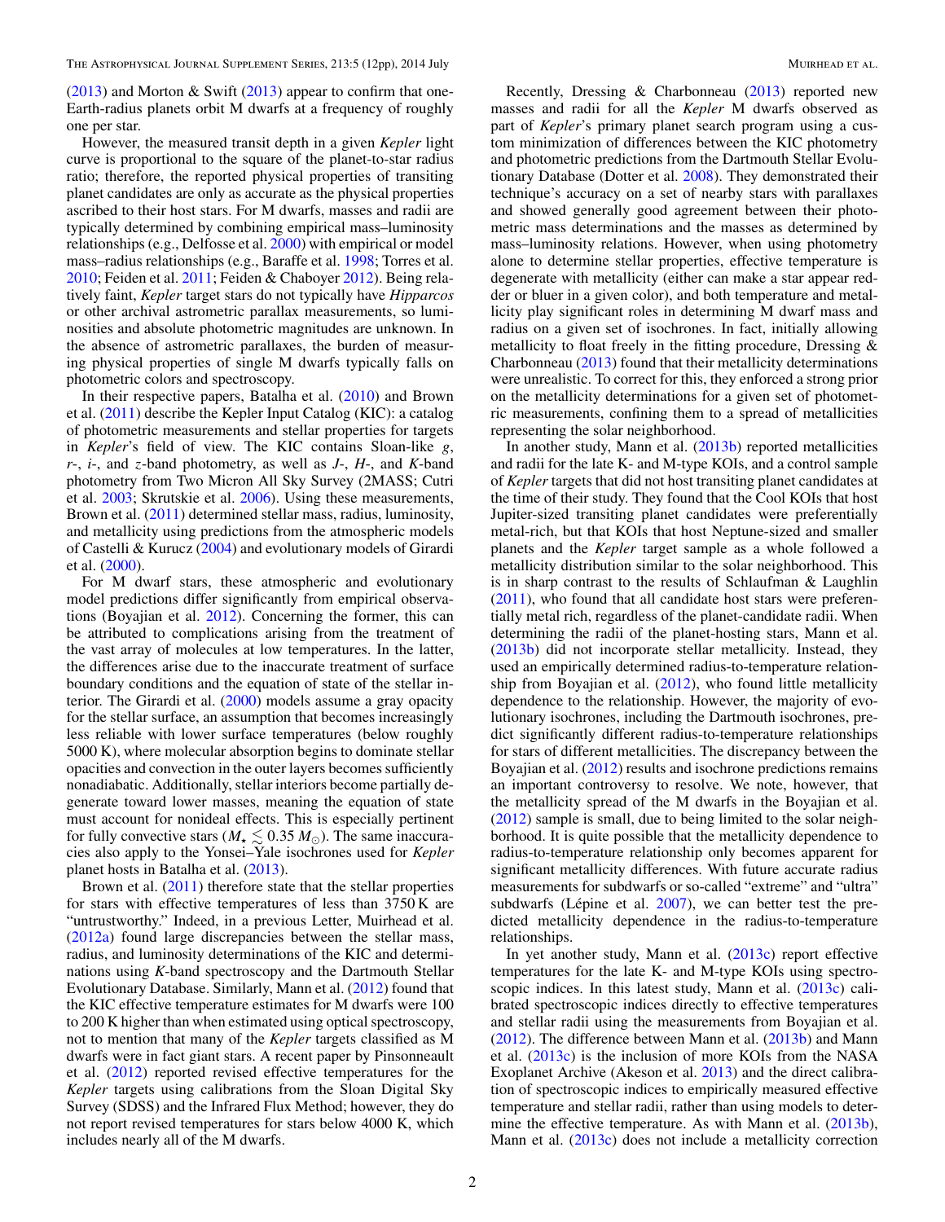(2013) and Morton & Swift (2013) appear to confirm that one-Earth-radius planets orbit M dwarfs at a frequency of roughly one per star.

However, the measured transit depth in a given *Kepler* light curve is proportional to the square of the planet-to-star radius ratio; therefore, the reported physical properties of transiting planet candidates are only as accurate as the physical properties ascribed to their host stars. For M dwarfs, masses and radii are typically determined by combining empirical mass–luminosity relationships (e.g., Delfosse et al. 2000) with empirical or model mass–radius relationships (e.g., Baraffe et al. 1998; Torres et al. 2010; Feiden et al. 2011; Feiden & Chaboyer 2012). Being relatively faint, *Kepler* target stars do not typically have *Hipparcos* or other archival astrometric parallax measurements, so luminosities and absolute photometric magnitudes are unknown. In the absence of astrometric parallaxes, the burden of measuring physical properties of single M dwarfs typically falls on photometric colors and spectroscopy.

In their respective papers, Batalha et al. (2010) and Brown et al. (2011) describe the Kepler Input Catalog (KIC): a catalog of photometric measurements and stellar properties for targets in *Kepler*'s field of view. The KIC contains Sloan-like *g*, *r*-, *i*-, and *z*-band photometry, as well as *J*-, *H*-, and *K*-band photometry from Two Micron All Sky Survey (2MASS; Cutri et al. 2003; Skrutskie et al. 2006). Using these measurements, Brown et al. (2011) determined stellar mass, radius, luminosity, and metallicity using predictions from the atmospheric models of Castelli & Kurucz (2004) and evolutionary models of Girardi et al. (2000).

For M dwarf stars, these atmospheric and evolutionary model predictions differ significantly from empirical observations (Boyajian et al. 2012). Concerning the former, this can be attributed to complications arising from the treatment of the vast array of molecules at low temperatures. In the latter, the differences arise due to the inaccurate treatment of surface boundary conditions and the equation of state of the stellar interior. The Girardi et al. (2000) models assume a gray opacity for the stellar surface, an assumption that becomes increasingly less reliable with lower surface temperatures (below roughly 5000 K), where molecular absorption begins to dominate stellar opacities and convection in the outer layers becomes sufficiently nonadiabatic. Additionally, stellar interiors become partially degenerate toward lower masses, meaning the equation of state must account for nonideal effects. This is especially pertinent for fully convective stars ($M_\star \lesssim 0.35\,M_\odot$). The same inaccuracies also apply to the Yonsei–Yale isochrones used for *Kepler* planet hosts in Batalha et al. (2013).

Brown et al. (2011) therefore state that the stellar properties for stars with effective temperatures of less than 3750 K are "untrustworthy." Indeed, in a previous Letter, Muirhead et al. (2012a) found large discrepancies between the stellar mass, radius, and luminosity determinations of the KIC and determinations using *K*-band spectroscopy and the Dartmouth Stellar Evolutionary Database. Similarly, Mann et al. (2012) found that the KIC effective temperature estimates for M dwarfs were 100 to 200 K higher than when estimated using optical spectroscopy, not to mention that many of the *Kepler* targets classified as M dwarfs were in fact giant stars. A recent paper by Pinsonneault et al. (2012) reported revised effective temperatures for the *Kepler* targets using calibrations from the Sloan Digital Sky Survey (SDSS) and the Infrared Flux Method; however, they do not report revised temperatures for stars below 4000 K, which includes nearly all of the M dwarfs.

Recently, Dressing & Charbonneau (2013) reported new masses and radii for all the *Kepler* M dwarfs observed as part of *Kepler*'s primary planet search program using a custom minimization of differences between the KIC photometry and photometric predictions from the Dartmouth Stellar Evolutionary Database (Dotter et al. 2008). They demonstrated their technique's accuracy on a set of nearby stars with parallaxes and showed generally good agreement between their photometric mass determinations and the masses as determined by mass–luminosity relations. However, when using photometry alone to determine stellar properties, effective temperature is degenerate with metallicity (either can make a star appear redder or bluer in a given color), and both temperature and metallicity play significant roles in determining M dwarf mass and radius on a given set of isochrones. In fact, initially allowing metallicity to float freely in the fitting procedure, Dressing & Charbonneau (2013) found that their metallicity determinations were unrealistic. To correct for this, they enforced a strong prior on the metallicity determinations for a given set of photometric measurements, confining them to a spread of metallicities representing the solar neighborhood.

In another study, Mann et al. (2013b) reported metallicities and radii for the late K- and M-type KOIs, and a control sample of *Kepler* targets that did not host transiting planet candidates at the time of their study. They found that the Cool KOIs that host Jupiter-sized transiting planet candidates were preferentially metal-rich, but that KOIs that host Neptune-sized and smaller planets and the *Kepler* target sample as a whole followed a metallicity distribution similar to the solar neighborhood. This is in sharp contrast to the results of Schlaufman & Laughlin (2011), who found that all candidate host stars were preferentially metal rich, regardless of the planet-candidate radii. When determining the radii of the planet-hosting stars, Mann et al. (2013b) did not incorporate stellar metallicity. Instead, they used an empirically determined radius-to-temperature relationship from Boyajian et al. (2012), who found little metallicity dependence to the relationship. However, the majority of evolutionary isochrones, including the Dartmouth isochrones, predict significantly different radius-to-temperature relationships for stars of different metallicities. The discrepancy between the Boyajian et al. (2012) results and isochrone predictions remains an important controversy to resolve. We note, however, that the metallicity spread of the M dwarfs in the Boyajian et al. (2012) sample is small, due to being limited to the solar neighborhood. It is quite possible that the metallicity dependence to radius-to-temperature relationship only becomes apparent for significant metallicity differences. With future accurate radius measurements for subdwarfs or so-called "extreme" and "ultra" subdwarfs (Lépine et al. 2007), we can better test the predicted metallicity dependence in the radius-to-temperature relationships.

In yet another study, Mann et al. (2013c) report effective temperatures for the late K- and M-type KOIs using spectroscopic indices. In this latest study, Mann et al. (2013c) calibrated spectroscopic indices directly to effective temperatures and stellar radii using the measurements from Boyajian et al. (2012). The difference between Mann et al. (2013b) and Mann et al. (2013c) is the inclusion of more KOIs from the NASA Exoplanet Archive (Akeson et al. 2013) and the direct calibration of spectroscopic indices to empirically measured effective temperature and stellar radii, rather than using models to determine the effective temperature. As with Mann et al. (2013b), Mann et al. (2013c) does not include a metallicity correction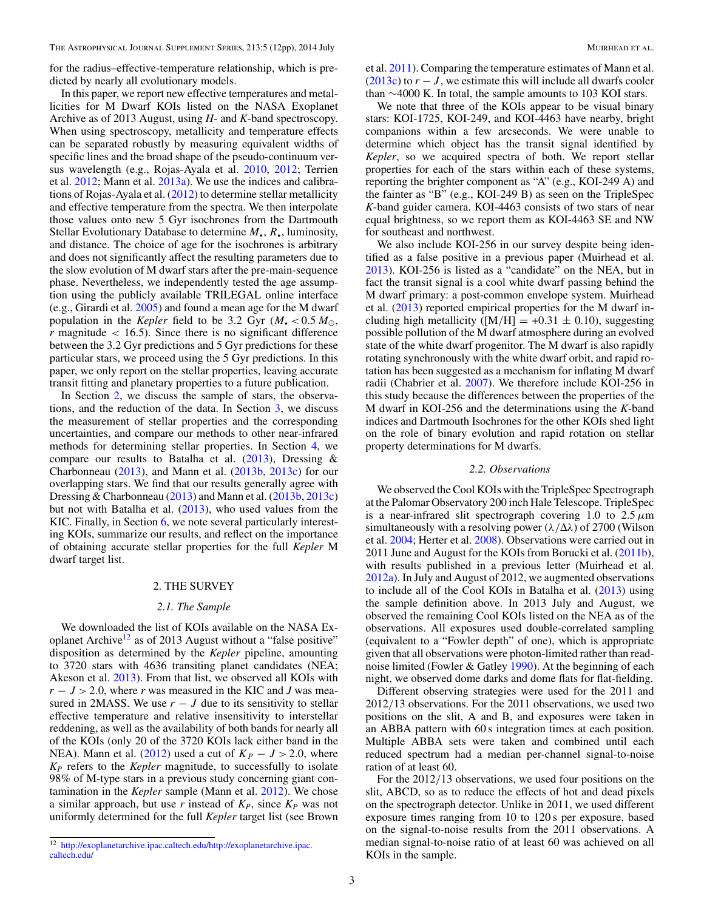for the radius–effective-temperature relationship, which is predicted by nearly all evolutionary models.

In this paper, we report new effective temperatures and metallicities for M Dwarf KOIs listed on the NASA Exoplanet Archive as of 2013 August, using *H*- and *K*-band spectroscopy. When using spectroscopy, metallicity and temperature effects can be separated robustly by measuring equivalent widths of specific lines and the broad shape of the pseudo-continuum versus wavelength (e.g., Rojas-Ayala et al. 2010, 2012; Terrien et al. 2012; Mann et al. 2013a). We use the indices and calibrations of Rojas-Ayala et al. (2012) to determine stellar metallicity and effective temperature from the spectra. We then interpolate those values onto new 5 Gyr isochrones from the Dartmouth Stellar Evolutionary Database to determine $M_\star$, $R_\star$, luminosity, and distance. The choice of age for the isochrones is arbitrary and does not significantly affect the resulting parameters due to the slow evolution of M dwarf stars after the pre-main-sequence phase. Nevertheless, we independently tested the age assumption using the publicly available TRILEGAL online interface (e.g., Girardi et al. 2005) and found a mean age for the M dwarf population in the *Kepler* field to be 3.2 Gyr ($M_\star < 0.5\,M_\odot$, $r$ magnitude $< 16.5$). Since there is no significant difference between the 3.2 Gyr predictions and 5 Gyr predictions for these particular stars, we proceed using the 5 Gyr predictions. In this paper, we only report on the stellar properties, leaving accurate transit fitting and planetary properties to a future publication.

In Section 2, we discuss the sample of stars, the observations, and the reduction of the data. In Section 3, we discuss the measurement of stellar properties and the corresponding uncertainties, and compare our methods to other near-infrared methods for determining stellar properties. In Section 4, we compare our results to Batalha et al. (2013), Dressing & Charbonneau (2013), and Mann et al. (2013b, 2013c) for our overlapping stars. We find that our results generally agree with Dressing & Charbonneau (2013) and Mann et al. (2013b, 2013c) but not with Batalha et al. (2013), who used values from the KIC. Finally, in Section 6, we note several particularly interesting KOIs, summarize our results, and reflect on the importance of obtaining accurate stellar properties for the full *Kepler* M dwarf target list.

## 2. THE SURVEY

### 2.1. The Sample

We downloaded the list of KOIs available on the NASA Exoplanet Archive[12] as of 2013 August without a "false positive" disposition as determined by the *Kepler* pipeline, amounting to 3720 stars with 4636 transiting planet candidates (NEA; Akeson et al. 2013). From that list, we observed all KOIs with $r - J > 2.0$, where $r$ was measured in the KIC and $J$ was measured in 2MASS. We use $r - J$ due to its sensitivity to stellar effective temperature and relative insensitivity to interstellar reddening, as well as the availability of both bands for nearly all of the KOIs (only 20 of the 3720 KOIs lack either band in the NEA). Mann et al. (2012) used a cut of $K_P - J > 2.0$, where $K_P$ refers to the *Kepler* magnitude, to successfully to isolate 98% of M-type stars in a previous study concerning giant contamination in the *Kepler* sample (Mann et al. 2012). We chose a similar approach, but use $r$ instead of $K_P$, since $K_P$ was not uniformly determined for the full *Kepler* target list (see Brown et al. 2011). Comparing the temperature estimates of Mann et al. (2013c) to $r - J$, we estimate this will include all dwarfs cooler than ∼4000 K. In total, the sample amounts to 103 KOI stars.

We note that three of the KOIs appear to be visual binary stars: KOI-1725, KOI-249, and KOI-4463 have nearby, bright companions within a few arcseconds. We were unable to determine which object has the transit signal identified by *Kepler*, so we acquired spectra of both. We report stellar properties for each of the stars within each of these systems, reporting the brighter component as "A" (e.g., KOI-249 A) and the fainter as "B" (e.g., KOI-249 B) as seen on the TripleSpec *K*-band guider camera. KOI-4463 consists of two stars of near equal brightness, so we report them as KOI-4463 SE and NW for southeast and northwest.

We also include KOI-256 in our survey despite being identified as a false positive in a previous paper (Muirhead et al. 2013). KOI-256 is listed as a "candidate" on the NEA, but in fact the transit signal is a cool white dwarf passing behind the M dwarf primary: a post-common envelope system. Muirhead et al. (2013) reported empirical properties for the M dwarf including high metallicity ([M/H] = +0.31 ± 0.10), suggesting possible pollution of the M dwarf atmosphere during an evolved state of the white dwarf progenitor. The M dwarf is also rapidly rotating synchronously with the white dwarf orbit, and rapid rotation has been suggested as a mechanism for inflating M dwarf radii (Chabrier et al. 2007). We therefore include KOI-256 in this study because the differences between the properties of the M dwarf in KOI-256 and the determinations using the *K*-band indices and Dartmouth Isochrones for the other KOIs shed light on the role of binary evolution and rapid rotation on stellar property determinations for M dwarfs.

### 2.2. Observations

We observed the Cool KOIs with the TripleSpec Spectrograph at the Palomar Observatory 200 inch Hale Telescope. TripleSpec is a near-infrared slit spectrograph covering 1.0 to 2.5 μm simultaneously with a resolving power ($\lambda/\Delta\lambda$) of 2700 (Wilson et al. 2004; Herter et al. 2008). Observations were carried out in 2011 June and August for the KOIs from Borucki et al. (2011b), with results published in a previous letter (Muirhead et al. 2012a). In July and August of 2012, we augmented observations to include all of the Cool KOIs in Batalha et al. (2013) using the sample definition above. In 2013 July and August, we observed the remaining Cool KOIs listed on the NEA as of the observations. All exposures used double-correlated sampling (equivalent to a "Fowler depth" of one), which is appropriate given that all observations were photon-limited rather than read-noise limited (Fowler & Gatley 1990). At the beginning of each night, we observed dome darks and dome flats for flat-fielding.

Different observing strategies were used for the 2011 and 2012/13 observations. For the 2011 observations, we used two positions on the slit, A and B, and exposures were taken in an ABBA pattern with 60 s integration times at each position. Multiple ABBA sets were taken and combined until each reduced spectrum had a median per-channel signal-to-noise ration of at least 60.

For the 2012/13 observations, we used four positions on the slit, ABCD, so as to reduce the effects of hot and dead pixels on the spectrograph detector. Unlike in 2011, we used different exposure times ranging from 10 to 120 s per exposure, based on the signal-to-noise results from the 2011 observations. A median signal-to-noise ratio of at least 60 was achieved on all KOIs in the sample.

[12] http://exoplanetarchive.ipac.caltech.edu/http://exoplanetarchive.ipac.caltech.edu/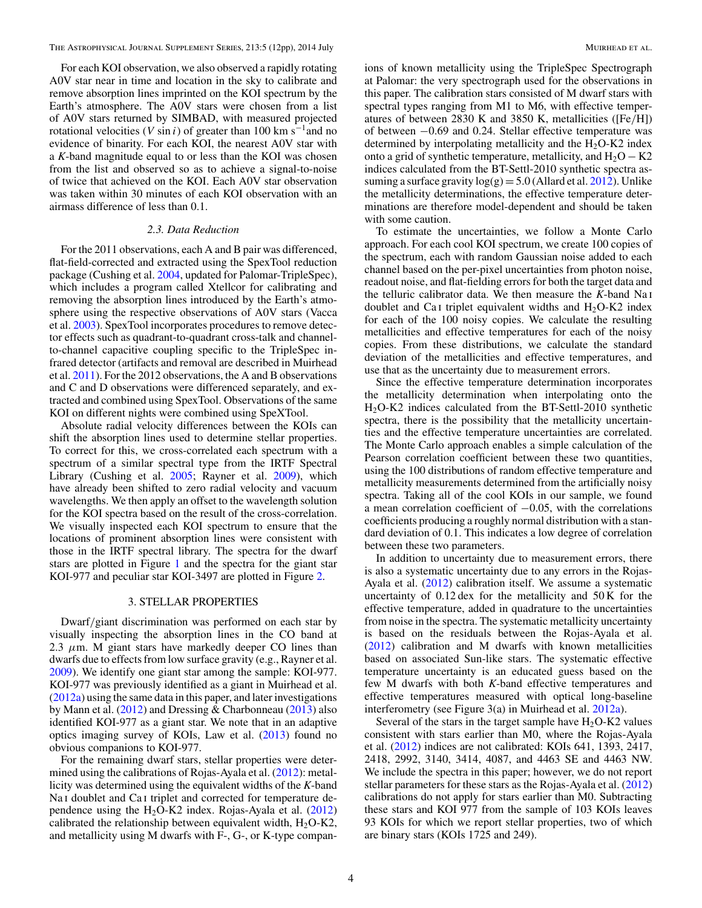For each KOI observation, we also observed a rapidly rotating A0V star near in time and location in the sky to calibrate and remove absorption lines imprinted on the KOI spectrum by the Earth's atmosphere. The A0V stars were chosen from a list of A0V stars returned by SIMBAD, with measured projected rotational velocities ($V \sin i$) of greater than 100 km $s^{-1}$and no evidence of binarity. For each KOI, the nearest A0V star with a $K$-band magnitude equal to or less than the KOI was chosen from the list and observed so as to achieve a signal-to-noise of twice that achieved on the KOI. Each A0V star observation was taken within 30 minutes of each KOI observation with an airmass difference of less than 0.1.

### 2.3. Data Reduction

For the 2011 observations, each A and B pair was differenced, flat-field-corrected and extracted using the SpexTool reduction package (Cushing et al. 2004, updated for Palomar-TripleSpec), which includes a program called Xtellcor for calibrating and removing the absorption lines introduced by the Earth's atmosphere using the respective observations of A0V stars (Vacca et al. 2003). SpexTool incorporates procedures to remove detector effects such as quadrant-to-quadrant cross-talk and channel-to-channel capacitive coupling specific to the TripleSpec infrared detector (artifacts and removal are described in Muirhead et al. 2011). For the 2012 observations, the A and B observations and C and D observations were differenced separately, and extracted and combined using SpexTool. Observations of the same KOI on different nights were combined using SpeXTool.

Absolute radial velocity differences between the KOIs can shift the absorption lines used to determine stellar properties. To correct for this, we cross-correlated each spectrum with a spectrum of a similar spectral type from the IRTF Spectral Library (Cushing et al. 2005; Rayner et al. 2009), which have already been shifted to zero radial velocity and vacuum wavelengths. We then apply an offset to the wavelength solution for the KOI spectra based on the result of the cross-correlation. We visually inspected each KOI spectrum to ensure that the locations of prominent absorption lines were consistent with those in the IRTF spectral library. The spectra for the dwarf stars are plotted in Figure 1 and the spectra for the giant star KOI-977 and peculiar star KOI-3497 are plotted in Figure 2.

## 3. STELLAR PROPERTIES

Dwarf/giant discrimination was performed on each star by visually inspecting the absorption lines in the CO band at 2.3 $\mu$m. M giant stars have markedly deeper CO lines than dwarfs due to effects from low surface gravity (e.g., Rayner et al. 2009). We identify one giant star among the sample: KOI-977. KOI-977 was previously identified as a giant in Muirhead et al. (2012a) using the same data in this paper, and later investigations by Mann et al. (2012) and Dressing & Charbonneau (2013) also identified KOI-977 as a giant star. We note that in an adaptive optics imaging survey of KOIs, Law et al. (2013) found no obvious companions to KOI-977.

For the remaining dwarf stars, stellar properties were determined using the calibrations of Rojas-Ayala et al. (2012): metallicity was determined using the equivalent widths of the $K$-band Na I doublet and Ca I triplet and corrected for temperature dependence using the $H_2O$-K2 index. Rojas-Ayala et al. (2012) calibrated the relationship between equivalent width, $H_2O$-K2, and metallicity using M dwarfs with F-, G-, or K-type companions of known metallicity using the TripleSpec Spectrograph at Palomar: the very spectrograph used for the observations in this paper. The calibration stars consisted of M dwarf stars with spectral types ranging from M1 to M6, with effective temperatures of between 2830 K and 3850 K, metallicities ([Fe/H]) of between −0.69 and 0.24. Stellar effective temperature was determined by interpolating metallicity and the $H_2O$-K2 index onto a grid of synthetic temperature, metallicity, and $H_2O - K2$ indices calculated from the BT-Settl-2010 synthetic spectra assuming a surface gravity $\log(g) = 5.0$ (Allard et al. 2012). Unlike the metallicity determinations, the effective temperature determinations are therefore model-dependent and should be taken with some caution.

To estimate the uncertainties, we follow a Monte Carlo approach. For each cool KOI spectrum, we create 100 copies of the spectrum, each with random Gaussian noise added to each channel based on the per-pixel uncertainties from photon noise, readout noise, and flat-fielding errors for both the target data and the telluric calibrator data. We then measure the $K$-band Na I doublet and Ca I triplet equivalent widths and $H_2O$-K2 index for each of the 100 noisy copies. We calculate the resulting metallicities and effective temperatures for each of the noisy copies. From these distributions, we calculate the standard deviation of the metallicities and effective temperatures, and use that as the uncertainty due to measurement errors.

Since the effective temperature determination incorporates the metallicity determination when interpolating onto the $H_2O$-K2 indices calculated from the BT-Settl-2010 synthetic spectra, there is the possibility that the metallicity uncertainties and the effective temperature uncertainties are correlated. The Monte Carlo approach enables a simple calculation of the Pearson correlation coefficient between these two quantities, using the 100 distributions of random effective temperature and metallicity measurements determined from the artificially noisy spectra. Taking all of the cool KOIs in our sample, we found a mean correlation coefficient of −0.05, with the correlations coefficients producing a roughly normal distribution with a standard deviation of 0.1. This indicates a low degree of correlation between these two parameters.

In addition to uncertainty due to measurement errors, there is also a systematic uncertainty due to any errors in the Rojas-Ayala et al. (2012) calibration itself. We assume a systematic uncertainty of 0.12 dex for the metallicity and 50 K for the effective temperature, added in quadrature to the uncertainties from noise in the spectra. The systematic metallicity uncertainty is based on the residuals between the Rojas-Ayala et al. (2012) calibration and M dwarfs with known metallicities based on associated Sun-like stars. The systematic effective temperature uncertainty is an educated guess based on the few M dwarfs with both $K$-band effective temperatures and effective temperatures measured with optical long-baseline interferometry (see Figure 3(a) in Muirhead et al. 2012a).

Several of the stars in the target sample have $H_2O$-K2 values consistent with stars earlier than M0, where the Rojas-Ayala et al. (2012) indices are not calibrated: KOIs 641, 1393, 2417, 2418, 2992, 3140, 3414, 4087, and 4463 SE and 4463 NW. We include the spectra in this paper; however, we do not report stellar parameters for these stars as the Rojas-Ayala et al. (2012) calibrations do not apply for stars earlier than M0. Subtracting these stars and KOI 977 from the sample of 103 KOIs leaves 93 KOIs for which we report stellar properties, two of which are binary stars (KOIs 1725 and 249).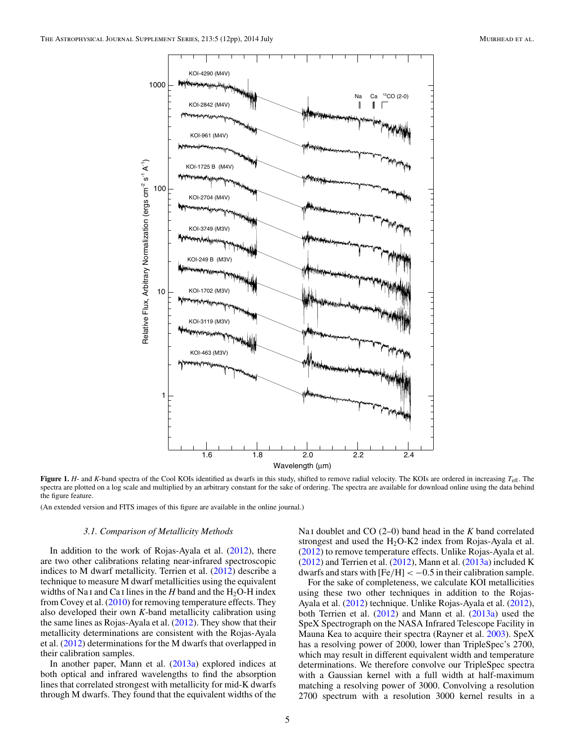**Figure 1.** *H*- and *K*-band spectra of the Cool KOIs identified as dwarfs in this study, shifted to remove radial velocity. The KOIs are ordered in increasing $T_{\rm eff}$. The spectra are plotted on a log scale and multiplied by an arbitrary constant for the sake of ordering. The spectra are available for download online using the data behind the figure feature.

(An extended version and FITS images of this figure are available in the online journal.)

### 3.1. Comparison of Metallicity Methods

In addition to the work of Rojas-Ayala et al. (2012), there are two other calibrations relating near-infrared spectroscopic indices to M dwarf metallicity. Terrien et al. (2012) describe a technique to measure M dwarf metallicities using the equivalent widths of Na I and Ca I lines in the *H* band and the $H_2O$-H index from Covey et al. (2010) for removing temperature effects. They also developed their own *K*-band metallicity calibration using the same lines as Rojas-Ayala et al. (2012). They show that their metallicity determinations are consistent with the Rojas-Ayala et al. (2012) determinations for the M dwarfs that overlapped in their calibration samples.

In another paper, Mann et al. (2013a) explored indices at both optical and infrared wavelengths to find the absorption lines that correlated strongest with metallicity for mid-K dwarfs through M dwarfs. They found that the equivalent widths of the Na I doublet and CO (2–0) band head in the *K* band correlated strongest and used the $H_2O$-K2 index from Rojas-Ayala et al. (2012) to remove temperature effects. Unlike Rojas-Ayala et al. (2012) and Terrien et al. (2012), Mann et al. (2013a) included K dwarfs and stars with $[\mathrm{Fe/H}] < -0.5$ in their calibration sample.

For the sake of completeness, we calculate KOI metallicities using these two other techniques in addition to the Rojas-Ayala et al. (2012) technique. Unlike Rojas-Ayala et al. (2012), both Terrien et al. (2012) and Mann et al. (2013a) used the SpeX Spectrograph on the NASA Infrared Telescope Facility in Mauna Kea to acquire their spectra (Rayner et al. 2003). SpeX has a resolving power of 2000, lower than TripleSpec's 2700, which may result in different equivalent width and temperature determinations. We therefore convolve our TripleSpec spectra with a Gaussian kernel with a full width at half-maximum matching a resolving power of 3000. Convolving a resolution 2700 spectrum with a resolution 3000 kernel results in a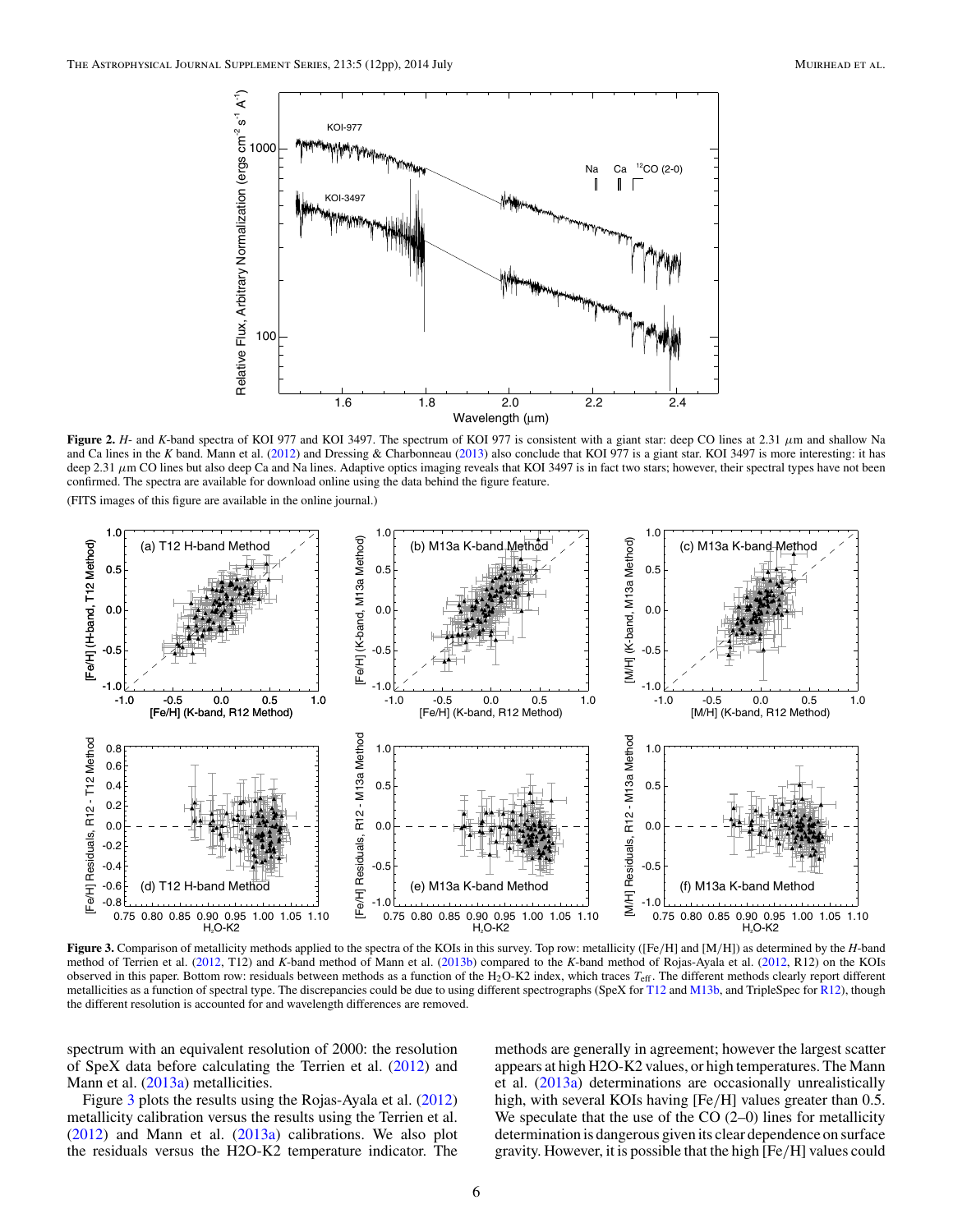**Figure 2.** *H*- and *K*-band spectra of KOI 977 and KOI 3497. The spectrum of KOI 977 is consistent with a giant star: deep CO lines at 2.31 $\mu$m and shallow Na and Ca lines in the *K* band. Mann et al. (2012) and Dressing & Charbonneau (2013) also conclude that KOI 977 is a giant star. KOI 3497 is more interesting: it has deep 2.31 $\mu$m CO lines but also deep Ca and Na lines. Adaptive optics imaging reveals that KOI 3497 is in fact two stars; however, their spectral types have not been confirmed. The spectra are available for download online using the data behind the figure feature.

(FITS images of this figure are available in the online journal.)

**Figure 3.** Comparison of metallicity methods applied to the spectra of the KOIs in this survey. Top row: metallicity ([Fe/H] and [M/H]) as determined by the *H*-band method of Terrien et al. (2012, T12) and *K*-band method of Mann et al. (2013b) compared to the *K*-band method of Rojas-Ayala et al. (2012, R12) on the KOIs observed in this paper. Bottom row: residuals between methods as a function of the $H_2$O-K2 index, which traces $T_{\rm eff}$. The different methods clearly report different metallicities as a function of spectral type. The discrepancies could be due to using different spectrographs (SpeX for T12 and M13b, and TripleSpec for R12), though the different resolution is accounted for and wavelength differences are removed.

spectrum with an equivalent resolution of 2000: the resolution of SpeX data before calculating the Terrien et al. (2012) and Mann et al. (2013a) metallicities.

Figure 3 plots the results using the Rojas-Ayala et al. (2012) metallicity calibration versus the results using the Terrien et al. (2012) and Mann et al. (2013a) calibrations. We also plot the residuals versus the H2O-K2 temperature indicator. The methods are generally in agreement; however the largest scatter appears at high H2O-K2 values, or high temperatures. The Mann et al. (2013a) determinations are occasionally unrealistically high, with several KOIs having [Fe/H] values greater than 0.5. We speculate that the use of the CO (2–0) lines for metallicity determination is dangerous given its clear dependence on surface gravity. However, it is possible that the high [Fe/H] values could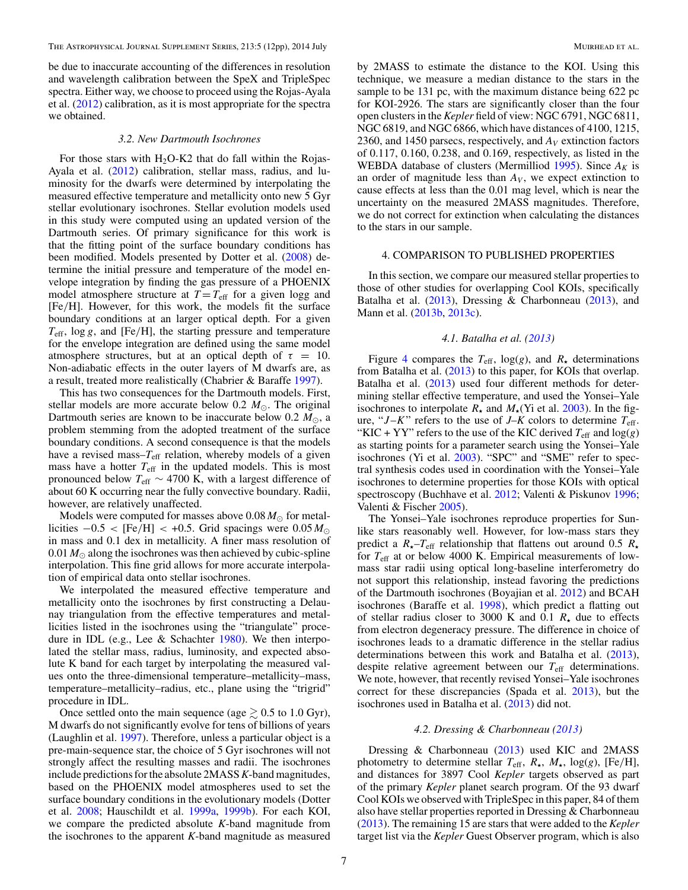be due to inaccurate accounting of the differences in resolution and wavelength calibration between the SpeX and TripleSpec spectra. Either way, we choose to proceed using the Rojas-Ayala et al. (2012) calibration, as it is most appropriate for the spectra we obtained.

### 3.2. New Dartmouth Isochrones

For those stars with $H_2O$-K2 that do fall within the Rojas-Ayala et al. (2012) calibration, stellar mass, radius, and luminosity for the dwarfs were determined by interpolating the measured effective temperature and metallicity onto new 5 Gyr stellar evolutionary isochrones. Stellar evolution models used in this study were computed using an updated version of the Dartmouth series. Of primary significance for this work is that the fitting point of the surface boundary conditions has been modified. Models presented by Dotter et al. (2008) determine the initial pressure and temperature of the model envelope integration by finding the gas pressure of a PHOENIX model atmosphere structure at $T = T_{\rm eff}$ for a given logg and [Fe/H]. However, for this work, the models fit the surface boundary conditions at an larger optical depth. For a given $T_{\rm eff}$, $\log g$, and [Fe/H], the starting pressure and temperature for the envelope integration are defined using the same model atmosphere structures, but at an optical depth of $\tau = 10$. Non-adiabatic effects in the outer layers of M dwarfs are, as a result, treated more realistically (Chabrier & Baraffe 1997).

This has two consequences for the Dartmouth models. First, stellar models are more accurate below 0.2 $M_\odot$. The original Dartmouth series are known to be inaccurate below 0.2 $M_\odot$, a problem stemming from the adopted treatment of the surface boundary conditions. A second consequence is that the models have a revised mass–$T_{\rm eff}$ relation, whereby models of a given mass have a hotter $T_{\rm eff}$ in the updated models. This is most pronounced below $T_{\rm eff} \sim 4700$ K, with a largest difference of about 60 K occurring near the fully convective boundary. Radii, however, are relatively unaffected.

Models were computed for masses above $0.08\,M_\odot$ for metallicities $-0.5 <$ [Fe/H] $< +0.5$. Grid spacings were $0.05\,M_\odot$ in mass and 0.1 dex in metallicity. A finer mass resolution of $0.01\,M_\odot$ along the isochrones was then achieved by cubic-spline interpolation. This fine grid allows for more accurate interpolation of empirical data onto stellar isochrones.

We interpolated the measured effective temperature and metallicity onto the isochrones by first constructing a Delaunay triangulation from the effective temperatures and metallicities listed in the isochrones using the "triangulate" procedure in IDL (e.g., Lee & Schachter 1980). We then interpolated the stellar mass, radius, luminosity, and expected absolute K band for each target by interpolating the measured values onto the three-dimensional temperature–metallicity–mass, temperature–metallicity–radius, etc., plane using the "trigrid" procedure in IDL.

Once settled onto the main sequence (age $\gtrsim 0.5$ to 1.0 Gyr), M dwarfs do not significantly evolve for tens of billions of years (Laughlin et al. 1997). Therefore, unless a particular object is a pre-main-sequence star, the choice of 5 Gyr isochrones will not strongly affect the resulting masses and radii. The isochrones include predictions for the absolute 2MASS *K*-band magnitudes, based on the PHOENIX model atmospheres used to set the surface boundary conditions in the evolutionary models (Dotter et al. 2008; Hauschildt et al. 1999a, 1999b). For each KOI, we compare the predicted absolute *K*-band magnitude from the isochrones to the apparent *K*-band magnitude as measured by 2MASS to estimate the distance to the KOI. Using this technique, we measure a median distance to the stars in the sample to be 131 pc, with the maximum distance being 622 pc for KOI-2926. The stars are significantly closer than the four open clusters in the *Kepler* field of view: NGC 6791, NGC 6811, NGC 6819, and NGC 6866, which have distances of 4100, 1215, 2360, and 1450 parsecs, respectively, and $A_V$ extinction factors of 0.117, 0.160, 0.238, and 0.169, respectively, as listed in the WEBDA database of clusters (Mermilliod 1995). Since $A_K$ is an order of magnitude less than $A_V$, we expect extinction to cause effects at less than the 0.01 mag level, which is near the uncertainty on the measured 2MASS magnitudes. Therefore, we do not correct for extinction when calculating the distances to the stars in our sample.

## 4. COMPARISON TO PUBLISHED PROPERTIES

In this section, we compare our measured stellar properties to those of other studies for overlapping Cool KOIs, specifically Batalha et al. (2013), Dressing & Charbonneau (2013), and Mann et al. (2013b, 2013c).

### 4.1. Batalha et al. (2013)

Figure 4 compares the $T_{\rm eff}$, $\log(g)$, and $R_\star$ determinations from Batalha et al. (2013) to this paper, for KOIs that overlap. Batalha et al. (2013) used four different methods for determining stellar effective temperature, and used the Yonsei–Yale isochrones to interpolate $R_\star$ and $M_\star$(Yi et al. 2003). In the figure, "*J*–*K*" refers to the use of *J*–*K* colors to determine $T_{\rm eff}$. "KIC + YY" refers to the use of the KIC derived $T_{\rm eff}$ and $\log(g)$ as starting points for a parameter search using the Yonsei–Yale isochrones (Yi et al. 2003). "SPC" and "SME" refer to spectral synthesis codes used in coordination with the Yonsei–Yale isochrones to determine properties for those KOIs with optical spectroscopy (Buchhave et al. 2012; Valenti & Piskunov 1996; Valenti & Fischer 2005).

The Yonsei–Yale isochrones reproduce properties for Sun-like stars reasonably well. However, for low-mass stars they predict a $R_\star$–$T_{\rm eff}$ relationship that flattens out around 0.5 $R_\star$ for $T_{\rm eff}$ at or below 4000 K. Empirical measurements of low-mass star radii using optical long-baseline interferometry do not support this relationship, instead favoring the predictions of the Dartmouth isochrones (Boyajian et al. 2012) and BCAH isochrones (Baraffe et al. 1998), which predict a flatting out of stellar radius closer to 3000 K and 0.1 $R_\star$ due to effects from electron degeneracy pressure. The difference in choice of isochrones leads to a dramatic difference in the stellar radius determinations between this work and Batalha et al. (2013), despite relative agreement between our $T_{\rm eff}$ determinations. We note, however, that recently revised Yonsei–Yale isochrones correct for these discrepancies (Spada et al. 2013), but the isochrones used in Batalha et al. (2013) did not.

### 4.2. Dressing & Charbonneau (2013)

Dressing & Charbonneau (2013) used KIC and 2MASS photometry to determine stellar $T_{\rm eff}$, $R_\star$, $M_\star$, $\log(g)$, [Fe/H], and distances for 3897 Cool *Kepler* targets observed as part of the primary *Kepler* planet search program. Of the 93 dwarf Cool KOIs we observed with TripleSpec in this paper, 84 of them also have stellar properties reported in Dressing & Charbonneau (2013). The remaining 15 are stars that were added to the *Kepler* target list via the *Kepler* Guest Observer program, which is also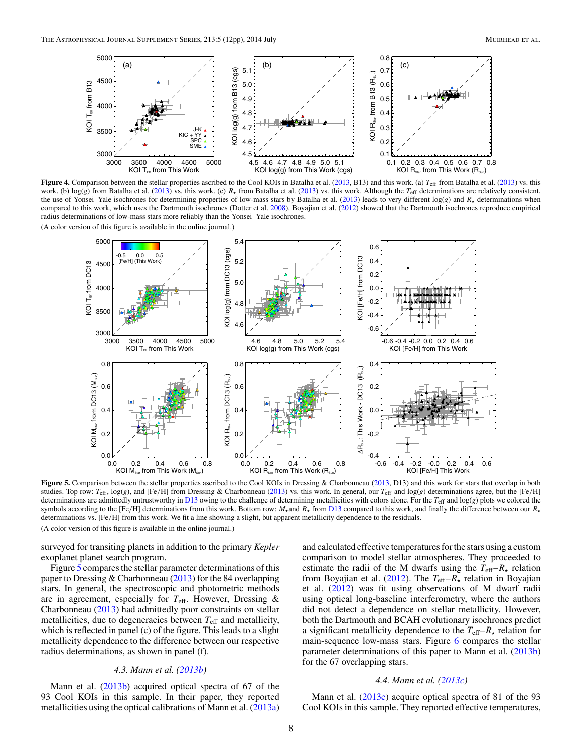**Figure 4.** Comparison between the stellar properties ascribed to the Cool KOIs in Batalha et al. (2013, B13) and this work. (a) $T_{\rm eff}$ from Batalha et al. (2013) vs. this work. (b) log($g$) from Batalha et al. (2013) vs. this work. (c) $R_\star$ from Batalha et al. (2013) vs. this work. Although the $T_{\rm eff}$ determinations are relatively consistent, the use of Yonsei–Yale isochrones for determining properties of low-mass stars by Batalha et al. (2013) leads to very different log($g$) and $R_\star$ determinations when compared to this work, which uses the Dartmouth isochrones (Dotter et al. 2008). Boyajian et al. (2012) showed that the Dartmouth isochrones reproduce empirical radius determinations of low-mass stars more reliably than the Yonsei–Yale isochrones.

(A color version of this figure is available in the online journal.)

**Figure 5.** Comparison between the stellar properties ascribed to the Cool KOIs in Dressing & Charbonneau (2013, D13) and this work for stars that overlap in both studies. Top row: $T_{\rm eff}$, log($g$), and [Fe/H] from Dressing & Charbonneau (2013) vs. this work. In general, our $T_{\rm eff}$ and log($g$) determinations agree, but the [Fe/H] determinations are admittedly untrustworthy in D13 owing to the challenge of determining metallicities with colors alone. For the $T_{\rm eff}$ and log($g$) plots we colored the symbols according to the [Fe/H] determinations from this work. Bottom row: $M_\star$and $R_\star$ from D13 compared to this work, and finally the difference between our $R_\star$ determinations vs. [Fe/H] from this work. We fit a line showing a slight, but apparent metallicity dependence to the residuals.

(A color version of this figure is available in the online journal.)

surveyed for transiting planets in addition to the primary *Kepler* exoplanet planet search program.

Figure 5 compares the stellar parameter determinations of this paper to Dressing & Charbonneau (2013) for the 84 overlapping stars. In general, the spectroscopic and photometric methods are in agreement, especially for $T_{\rm eff}$. However, Dressing & Charbonneau (2013) had admittedly poor constraints on stellar metallicities, due to degeneracies between $T_{\rm eff}$ and metallicity, which is reflected in panel (c) of the figure. This leads to a slight metallicity dependence to the difference between our respective radius determinations, as shown in panel (f).

### *4.3. Mann et al. (2013b)*

Mann et al. (2013b) acquired optical spectra of 67 of the 93 Cool KOIs in this sample. In their paper, they reported metallicities using the optical calibrations of Mann et al. (2013a) and calculated effective temperatures for the stars using a custom comparison to model stellar atmospheres. They proceeded to estimate the radii of the M dwarfs using the $T_{\rm eff}$–$R_\star$ relation from Boyajian et al. (2012). The $T_{\rm eff}$–$R_\star$ relation in Boyajian et al. (2012) was fit using observations of M dwarf radii using optical long-baseline interferometry, where the authors did not detect a dependence on stellar metallicity. However, both the Dartmouth and BCAH evolutionary isochrones predict a significant metallicity dependence to the $T_{\rm eff}$–$R_\star$ relation for main-sequence low-mass stars. Figure 6 compares the stellar parameter determinations of this paper to Mann et al. (2013b) for the 67 overlapping stars.

### *4.4. Mann et al. (2013c)*

Mann et al. (2013c) acquire optical spectra of 81 of the 93 Cool KOIs in this sample. They reported effective temperatures,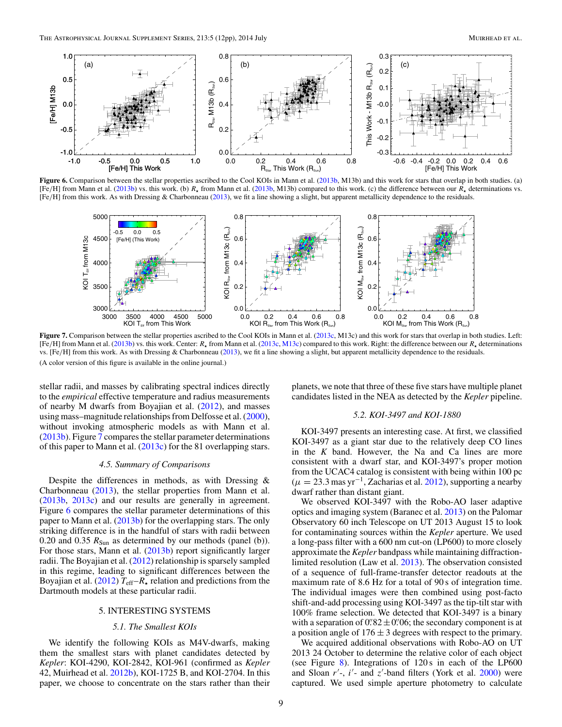**Figure 6.** Comparison between the stellar properties ascribed to the Cool KOIs in Mann et al. (2013b, M13b) and this work for stars that overlap in both studies. (a) [Fe/H] from Mann et al. (2013b) vs. this work. (b) $R_\star$ from Mann et al. (2013b, M13b) compared to this work. (c) the difference between our $R_\star$ determinations vs. [Fe/H] from this work. As with Dressing & Charbonneau (2013), we fit a line showing a slight, but apparent metallicity dependence to the residuals.

**Figure 7.** Comparison between the stellar properties ascribed to the Cool KOIs in Mann et al. (2013c, M13c) and this work for stars that overlap in both studies. Left: [Fe/H] from Mann et al. (2013b) vs. this work. Center: $R_\star$ from Mann et al. (2013c, M13c) compared to this work. Right: the difference between our $R_\star$ determinations vs. [Fe/H] from this work. As with Dressing & Charbonneau (2013), we fit a line showing a slight, but apparent metallicity dependence to the residuals.

(A color version of this figure is available in the online journal.)

stellar radii, and masses by calibrating spectral indices directly to the *empirical* effective temperature and radius measurements of nearby M dwarfs from Boyajian et al. (2012), and masses using mass–magnitude relationships from Delfosse et al. (2000), without invoking atmospheric models as with Mann et al. (2013b). Figure 7 compares the stellar parameter determinations of this paper to Mann et al. (2013c) for the 81 overlapping stars.

### 4.5. Summary of Comparisons

Despite the differences in methods, as with Dressing & Charbonneau (2013), the stellar properties from Mann et al. (2013b, 2013c) and our results are generally in agreement. Figure 6 compares the stellar parameter determinations of this paper to Mann et al. (2013b) for the overlapping stars. The only striking difference is in the handful of stars with radii between 0.20 and 0.35 $R_{\rm Sun}$ as determined by our methods (panel (b)). For those stars, Mann et al. (2013b) report significantly larger radii. The Boyajian et al. (2012) relationship is sparsely sampled in this regime, leading to significant differences between the Boyajian et al. (2012) $T_{\rm eff}$–$R_\star$ relation and predictions from the Dartmouth models at these particular radii.

## 5. INTERESTING SYSTEMS

### 5.1. The Smallest KOIs

We identify the following KOIs as M4V-dwarfs, making them the smallest stars with planet candidates detected by *Kepler*: KOI-4290, KOI-2842, KOI-961 (confirmed as *Kepler* 42, Muirhead et al. 2012b), KOI-1725 B, and KOI-2704. In this paper, we choose to concentrate on the stars rather than their planets, we note that three of these five stars have multiple planet candidates listed in the NEA as detected by the *Kepler* pipeline.

### 5.2. KOI-3497 and KOI-1880

KOI-3497 presents an interesting case. At first, we classified KOI-3497 as a giant star due to the relatively deep CO lines in the *K* band. However, the Na and Ca lines are more consistent with a dwarf star, and KOI-3497's proper motion from the UCAC4 catalog is consistent with being within 100 pc ($\mu = 23.3$ mas yr$^{-1}$, Zacharias et al. 2012), supporting a nearby dwarf rather than distant giant.

We observed KOI-3497 with the Robo-AO laser adaptive optics and imaging system (Baranec et al. 2013) on the Palomar Observatory 60 inch Telescope on UT 2013 August 15 to look for contaminating sources within the *Kepler* aperture. We used a long-pass filter with a 600 nm cut-on (LP600) to more closely approximate the *Kepler* bandpass while maintaining diffraction-limited resolution (Law et al. 2013). The observation consisted of a sequence of full-frame-transfer detector readouts at the maximum rate of 8.6 Hz for a total of 90 s of integration time. The individual images were then combined using post-facto shift-and-add processing using KOI-3497 as the tip-tilt star with 100% frame selection. We detected that KOI-3497 is a binary with a separation of $0\farcs82 \pm 0\farcs06$; the secondary component is at a position angle of $176 \pm 3$ degrees with respect to the primary.

We acquired additional observations with Robo-AO on UT 2013 24 October to determine the relative color of each object (see Figure 8). Integrations of 120 s in each of the LP600 and Sloan $r'$-, $i'$- and $z'$-band filters (York et al. 2000) were captured. We used simple aperture photometry to calculate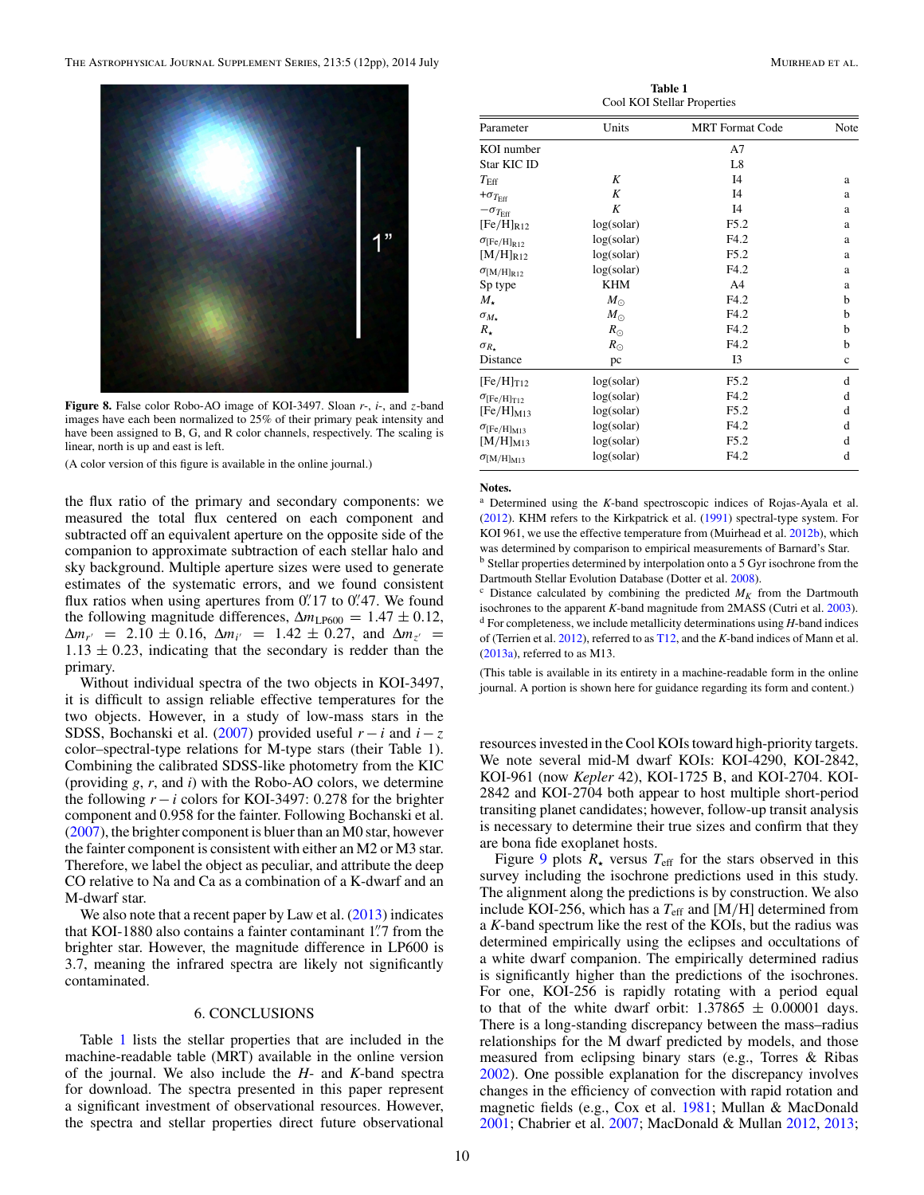**Figure 8.** False color Robo-AO image of KOI-3497. Sloan *r*-, *i*-, and *z*-band images have each been normalized to 25% of their primary peak intensity and have been assigned to B, G, and R color channels, respectively. The scaling is linear, north is up and east is left.

(A color version of this figure is available in the online journal.)

the flux ratio of the primary and secondary components: we measured the total flux centered on each component and subtracted off an equivalent aperture on the opposite side of the companion to approximate subtraction of each stellar halo and sky background. Multiple aperture sizes were used to generate estimates of the systematic errors, and we found consistent flux ratios when using apertures from 0″.17 to 0″.47. We found the following magnitude differences, $\Delta m_{\rm LP600} = 1.47 \pm 0.12$, $\Delta m_{r'} = 2.10 \pm 0.16$, $\Delta m_{i'} = 1.42 \pm 0.27$, and $\Delta m_{z'} = 1.13 \pm 0.23$, indicating that the secondary is redder than the primary.

Without individual spectra of the two objects in KOI-3497, it is difficult to assign reliable effective temperatures for the two objects. However, in a study of low-mass stars in the SDSS, Bochanski et al. (2007) provided useful $r - i$ and $i - z$ color–spectral-type relations for M-type stars (their Table 1). Combining the calibrated SDSS-like photometry from the KIC (providing *g*, *r*, and *i*) with the Robo-AO colors, we determine the following $r - i$ colors for KOI-3497: 0.278 for the brighter component and 0.958 for the fainter. Following Bochanski et al. (2007), the brighter component is bluer than an M0 star, however the fainter component is consistent with either an M2 or M3 star. Therefore, we label the object as peculiar, and attribute the deep CO relative to Na and Ca as a combination of a K-dwarf and an M-dwarf star.

We also note that a recent paper by Law et al. (2013) indicates that KOI-1880 also contains a fainter contaminant 1″.7 from the brighter star. However, the magnitude difference in LP600 is 3.7, meaning the infrared spectra are likely not significantly contaminated.

## 6. CONCLUSIONS

Table 1 lists the stellar properties that are included in the machine-readable table (MRT) available in the online version of the journal. We also include the *H*- and *K*-band spectra for download. The spectra presented in this paper represent a significant investment of observational resources. However, the spectra and stellar properties direct future observational resources invested in the Cool KOIs toward high-priority targets. We note several mid-M dwarf KOIs: KOI-4290, KOI-2842, KOI-961 (now *Kepler* 42), KOI-1725 B, and KOI-2704. KOI-2842 and KOI-2704 both appear to host multiple short-period transiting planet candidates; however, follow-up transit analysis is necessary to determine their true sizes and confirm that they are bona fide exoplanet hosts.

Figure 9 plots $R_\star$ versus $T_{\rm eff}$ for the stars observed in this survey including the isochrone predictions used in this study. The alignment along the predictions is by construction. We also include KOI-256, which has a $T_{\rm eff}$ and [M/H] determined from a *K*-band spectrum like the rest of the KOIs, but the radius was determined empirically using the eclipses and occultations of a white dwarf companion. The empirically determined radius is significantly higher than the predictions of the isochrones. For one, KOI-256 is rapidly rotating with a period equal to that of the white dwarf orbit: $1.37865 \pm 0.00001$ days. There is a long-standing discrepancy between the mass–radius relationships for the M dwarf predicted by models, and those measured from eclipsing binary stars (e.g., Torres & Ribas 2002). One possible explanation for the discrepancy involves changes in the efficiency of convection with rapid rotation and magnetic fields (e.g., Cox et al. 1981; Mullan & MacDonald 2001; Chabrier et al. 2007; MacDonald & Mullan 2012, 2013;

**Table 1**
Cool KOI Stellar Properties

| Parameter | Units | MRT Format Code | Note |
|---|---|---|---|
| KOI number | | A7 | |
| Star KIC ID | | L8 | |
| $T_{\rm Eff}$ | *K* | I4 | a |
| $+\sigma_{T_{\rm Eff}}$ | *K* | I4 | a |
| $-\sigma_{T_{\rm Eff}}$ | *K* | I4 | a |
| $[{\rm Fe/H}]_{\rm R12}$ | log(solar) | F5.2 | a |
| $\sigma_{[{\rm Fe/H}]_{\rm R12}}$ | log(solar) | F4.2 | a |
| $[{\rm M/H}]_{\rm R12}$ | log(solar) | F5.2 | a |
| $\sigma_{[{\rm M/H}]_{\rm R12}}$ | log(solar) | F4.2 | a |
| Sp type | KHM | A4 | a |
| $M_\star$ | $M_\odot$ | F4.2 | b |
| $\sigma_{M_\star}$ | $M_\odot$ | F4.2 | b |
| $R_\star$ | $R_\odot$ | F4.2 | b |
| $\sigma_{R_\star}$ | $R_\odot$ | F4.2 | b |
| Distance | pc | I3 | c |
| $[{\rm Fe/H}]_{\rm T12}$ | log(solar) | F5.2 | d |
| $\sigma_{[{\rm Fe/H}]_{\rm T12}}$ | log(solar) | F4.2 | d |
| $[{\rm Fe/H}]_{\rm M13}$ | log(solar) | F5.2 | d |
| $\sigma_{[{\rm Fe/H}]_{\rm M13}}$ | log(solar) | F4.2 | d |
| $[{\rm M/H}]_{\rm M13}$ | log(solar) | F5.2 | d |
| $\sigma_{[{\rm M/H}]_{\rm M13}}$ | log(solar) | F4.2 | d |

**Notes.**
[a] Determined using the *K*-band spectroscopic indices of Rojas-Ayala et al. (2012). KHM refers to the Kirkpatrick et al. (1991) spectral-type system. For KOI 961, we use the effective temperature from (Muirhead et al. 2012b), which was determined by comparison to empirical measurements of Barnard's Star.
[b] Stellar properties determined by interpolation onto a 5 Gyr isochrone from the Dartmouth Stellar Evolution Database (Dotter et al. 2008).
[c] Distance calculated by combining the predicted $M_K$ from the Dartmouth isochrones to the apparent *K*-band magnitude from 2MASS (Cutri et al. 2003).
[d] For completeness, we include metallicity determinations using *H*-band indices of (Terrien et al. 2012), referred to as T12, and the *K*-band indices of Mann et al. (2013a), referred to as M13.

(This table is available in its entirety in a machine-readable form in the online journal. A portion is shown here for guidance regarding its form and content.)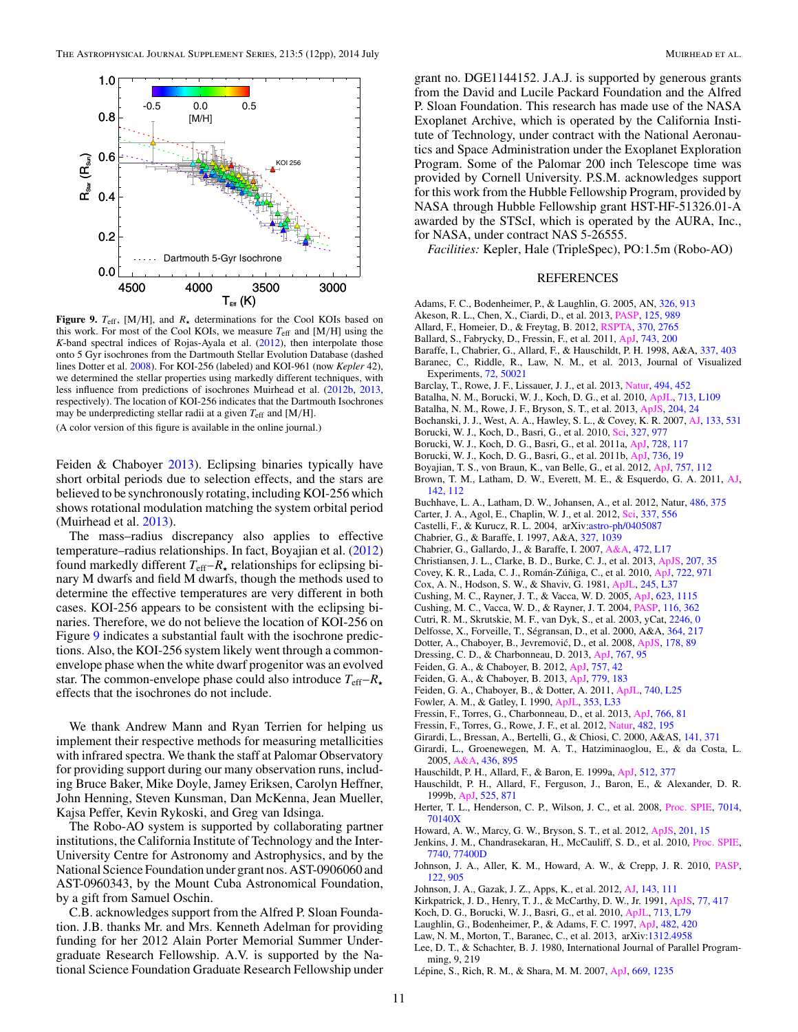**Figure 9.** $T_{\rm eff}$, [M/H], and $R_\star$ determinations for the Cool KOIs based on this work. For most of the Cool KOIs, we measure $T_{\rm eff}$ and [M/H] using the $K$-band spectral indices of Rojas-Ayala et al. (2012), then interpolate those onto 5 Gyr isochrones from the Dartmouth Stellar Evolution Database (dashed lines Dotter et al. 2008). For KOI-256 (labeled) and KOI-961 (now *Kepler* 42), we determined the stellar properties using markedly different techniques, with less influence from predictions of isochrones Muirhead et al. (2012b, 2013, respectively). The location of KOI-256 indicates that the Dartmouth Isochrones may be underpredicting stellar radii at a given $T_{\rm eff}$ and [M/H].

(A color version of this figure is available in the online journal.)

Feiden & Chaboyer 2013). Eclipsing binaries typically have short orbital periods due to selection effects, and the stars are believed to be synchronously rotating, including KOI-256 which shows rotational modulation matching the system orbital period (Muirhead et al. 2013).

The mass–radius discrepancy also applies to effective temperature–radius relationships. In fact, Boyajian et al. (2012) found markedly different $T_{\rm eff}$–$R_\star$ relationships for eclipsing binary M dwarfs and field M dwarfs, though the methods used to determine the effective temperatures are very different in both cases. KOI-256 appears to be consistent with the eclipsing binaries. Therefore, we do not believe the location of KOI-256 on Figure 9 indicates a substantial fault with the isochrone predictions. Also, the KOI-256 system likely went through a common-envelope phase when the white dwarf progenitor was an evolved star. The common-envelope phase could also introduce $T_{\rm eff}$–$R_\star$ effects that the isochrones do not include.

We thank Andrew Mann and Ryan Terrien for helping us implement their respective methods for measuring metallicities with infrared spectra. We thank the staff at Palomar Observatory for providing support during our many observation runs, including Bruce Baker, Mike Doyle, Jamey Eriksen, Carolyn Heffner, John Henning, Steven Kunsman, Dan McKenna, Jean Mueller, Kajsa Peffer, Kevin Rykoski, and Greg van Idsinga.

The Robo-AO system is supported by collaborating partner institutions, the California Institute of Technology and the Inter-University Centre for Astronomy and Astrophysics, and by the National Science Foundation under grant nos. AST-0906060 and AST-0960343, by the Mount Cuba Astronomical Foundation, by a gift from Samuel Oschin.

C.B. acknowledges support from the Alfred P. Sloan Foundation. J.B. thanks Mr. and Mrs. Kenneth Adelman for providing funding for her 2012 Alain Porter Memorial Summer Undergraduate Research Fellowship. A.V. is supported by the National Science Foundation Graduate Research Fellowship under grant no. DGE1144152. J.A.J. is supported by generous grants from the David and Lucile Packard Foundation and the Alfred P. Sloan Foundation. This research has made use of the NASA Exoplanet Archive, which is operated by the California Institute of Technology, under contract with the National Aeronautics and Space Administration under the Exoplanet Exploration Program. Some of the Palomar 200 inch Telescope time was provided by Cornell University. P.S.M. acknowledges support for this work from the Hubble Fellowship Program, provided by NASA through Hubble Fellowship grant HST-HF-51326.01-A awarded by the STScI, which is operated by the AURA, Inc., for NASA, under contract NAS 5-26555.

*Facilities:* Kepler, Hale (TripleSpec), PO:1.5m (Robo-AO)

## REFERENCES

Adams, F. C., Bodenheimer, P., & Laughlin, G. 2005, AN, 326, 913
Akeson, R. L., Chen, X., Ciardi, D., et al. 2013, PASP, 125, 989
Allard, F., Homeier, D., & Freytag, B. 2012, RSPTA, 370, 2765
Ballard, S., Fabrycky, D., Fressin, F., et al. 2011, ApJ, 743, 200
Baraffe, I., Chabrier, G., Allard, F., & Hauschildt, P. H. 1998, A&A, 337, 403
Baranec, C., Riddle, R., Law, N. M., et al. 2013, Journal of Visualized Experiments, 72, 50021
Barclay, T., Rowe, J. F., Lissauer, J. J., et al. 2013, Natur, 494, 452
Batalha, N. M., Borucki, W. J., Koch, D. G., et al. 2010, ApJL, 713, L109
Batalha, N. M., Rowe, J. F., Bryson, S. T., et al. 2013, ApJS, 204, 24
Bochanski, J. J., West, A. A., Hawley, S. L., & Covey, K. R. 2007, AJ, 133, 531
Borucki, W. J., Koch, D., Basri, G., et al. 2010, Sci, 327, 977
Borucki, W. J., Koch, D. G., Basri, G., et al. 2011a, ApJ, 728, 117
Borucki, W. J., Koch, D. G., Basri, G., et al. 2011b, ApJ, 736, 19
Boyajian, T. S., von Braun, K., van Belle, G., et al. 2012, ApJ, 757, 112
Brown, T. M., Latham, D. W., Everett, M. E., & Esquerdo, G. A. 2011, AJ, 142, 112
Buchhave, L. A., Latham, D. W., Johansen, A., et al. 2012, Natur, 486, 375
Carter, J. A., Agol, E., Chaplin, W. J., et al. 2012, Sci, 337, 556
Castelli, F., & Kurucz, R. L. 2004, arXiv:astro-ph/0405087
Chabrier, G., & Baraffe, I. 1997, A&A, 327, 1039
Chabrier, G., Gallardo, J., & Baraffe, I. 2007, A&A, 472, L17
Christiansen, J. L., Clarke, B. D., Burke, C. J., et al. 2013, ApJS, 207, 35
Covey, K. R., Lada, C. J., Román-Zúñiga, C., et al. 2010, ApJ, 722, 971
Cox, A. N., Hodson, S. W., & Shaviv, G. 1981, ApJL, 245, L37
Cushing, M. C., Rayner, J. T., & Vacca, W. D. 2005, ApJ, 623, 1115
Cushing, M. C., Vacca, W. D., & Rayner, J. T. 2004, PASP, 116, 362
Cutri, R. M., Skrutskie, M. F., van Dyk, S., et al. 2003, yCat, 2246, 0
Delfosse, X., Forveille, T., Ségransan, D., et al. 2000, A&A, 364, 217
Dotter, A., Chaboyer, B., Jevremović, D., et al. 2008, ApJS, 178, 89
Dressing, C. D., & Charbonneau, D. 2013, ApJ, 767, 95
Feiden, G. A., & Chaboyer, B. 2012, ApJ, 757, 42
Feiden, G. A., & Chaboyer, B. 2013, ApJ, 779, 183
Feiden, G. A., Chaboyer, B., & Dotter, A. 2011, ApJL, 740, L25
Fowler, A. M., & Gatley, I. 1990, ApJL, 353, L33
Fressin, F., Torres, G., Charbonneau, D., et al. 2013, ApJ, 766, 81
Fressin, F., Torres, G., Rowe, J. F., et al. 2012, Natur, 482, 195
Girardi, L., Bressan, A., Bertelli, G., & Chiosi, C. 2000, A&AS, 141, 371
Girardi, L., Groenewegen, M. A. T., Hatziminaoglou, E., & da Costa, L. 2005, A&A, 436, 895
Hauschildt, P. H., Allard, F., & Baron, E. 1999a, ApJ, 512, 377
Hauschildt, P. H., Allard, F., Ferguson, J., Baron, E., & Alexander, D. R. 1999b, ApJ, 525, 871
Herter, T. L., Henderson, C. P., Wilson, J. C., et al. 2008, Proc. SPIE, 7014, 70140X
Howard, A. W., Marcy, G. W., Bryson, S. T., et al. 2012, ApJS, 201, 15
Jenkins, J. M., Chandrasekaran, H., McCauliff, S. D., et al. 2010, Proc. SPIE, 7740, 77400D
Johnson, J. A., Aller, K. M., Howard, A. W., & Crepp, J. R. 2010, PASP, 122, 905
Johnson, J. A., Gazak, J. Z., Apps, K., et al. 2012, AJ, 143, 111
Kirkpatrick, J. D., Henry, T. J., & McCarthy, D. W., Jr. 1991, ApJS, 77, 417
Koch, D. G., Borucki, W. J., Basri, G., et al. 2010, ApJL, 713, L79
Laughlin, G., Bodenheimer, P., & Adams, F. C. 1997, ApJ, 482, 420
Law, N. M., Morton, T., Baranec, C., et al. 2013, arXiv:1312.4958
Lee, D. T., & Schachter, B. J. 1980, International Journal of Parallel Programming, 9, 219
Lépine, S., Rich, R. M., & Shara, M. M. 2007, ApJ, 669, 1235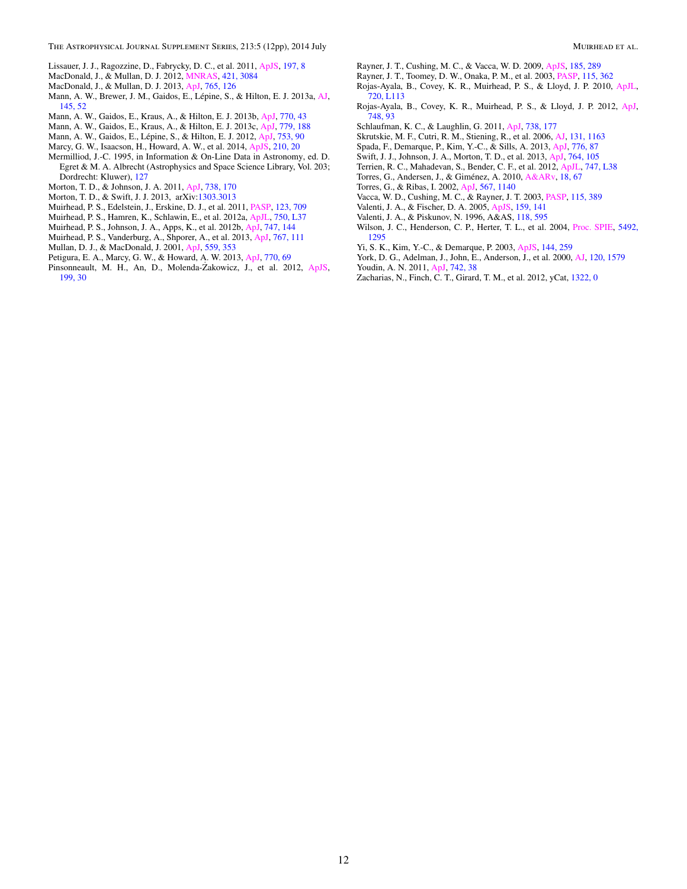Lissauer, J. J., Ragozzine, D., Fabrycky, D. C., et al. 2011, ApJS, 197, 8

MacDonald, J., & Mullan, D. J. 2012, MNRAS, 421, 3084

MacDonald, J., & Mullan, D. J. 2013, ApJ, 765, 126

Mann, A. W., Brewer, J. M., Gaidos, E., Lépine, S., & Hilton, E. J. 2013a, AJ, 145, 52

Mann, A. W., Gaidos, E., Kraus, A., & Hilton, E. J. 2013b, ApJ, 770, 43

Mann, A. W., Gaidos, E., Kraus, A., & Hilton, E. J. 2013c, ApJ, 779, 188

Mann, A. W., Gaidos, E., Lépine, S., & Hilton, E. J. 2012, ApJ, 753, 90

Marcy, G. W., Isaacson, H., Howard, A. W., et al. 2014, ApJS, 210, 20

Mermilliod, J.-C. 1995, in Information & On-Line Data in Astronomy, ed. D. Egret & M. A. Albrecht (Astrophysics and Space Science Library, Vol. 203; Dordrecht: Kluwer), 127

Morton, T. D., & Johnson, J. A. 2011, ApJ, 738, 170

Morton, T. D., & Swift, J. J. 2013, arXiv:1303.3013

Muirhead, P. S., Edelstein, J., Erskine, D. J., et al. 2011, PASP, 123, 709

Muirhead, P. S., Hamren, K., Schlawin, E., et al. 2012a, ApJL, 750, L37

Muirhead, P. S., Johnson, J. A., Apps, K., et al. 2012b, ApJ, 747, 144

Muirhead, P. S., Vanderburg, A., Shporer, A., et al. 2013, ApJ, 767, 111

Mullan, D. J., & MacDonald, J. 2001, ApJ, 559, 353

Petigura, E. A., Marcy, G. W., & Howard, A. W. 2013, ApJ, 770, 69

Pinsonneault, M. H., An, D., Molenda-Żakowicz, J., et al. 2012, ApJS, 199, 30

Rayner, J. T., Cushing, M. C., & Vacca, W. D. 2009, ApJS, 185, 289

Rayner, J. T., Toomey, D. W., Onaka, P. M., et al. 2003, PASP, 115, 362

Rojas-Ayala, B., Covey, K. R., Muirhead, P. S., & Lloyd, J. P. 2010, ApJL, 720, L113

Rojas-Ayala, B., Covey, K. R., Muirhead, P. S., & Lloyd, J. P. 2012, ApJ, 748, 93

Schlaufman, K. C., & Laughlin, G. 2011, ApJ, 738, 177

Skrutskie, M. F., Cutri, R. M., Stiening, R., et al. 2006, AJ, 131, 1163

Spada, F., Demarque, P., Kim, Y.-C., & Sills, A. 2013, ApJ, 776, 87

Swift, J. J., Johnson, J. A., Morton, T. D., et al. 2013, ApJ, 764, 105

Terrien, R. C., Mahadevan, S., Bender, C. F., et al. 2012, ApJL, 747, L38

Torres, G., Andersen, J., & Giménez, A. 2010, A&ARv, 18, 67

Torres, G., & Ribas, I. 2002, ApJ, 567, 1140

Vacca, W. D., Cushing, M. C., & Rayner, J. T. 2003, PASP, 115, 389

Valenti, J. A., & Fischer, D. A. 2005, ApJS, 159, 141

Valenti, J. A., & Piskunov, N. 1996, A&AS, 118, 595

Wilson, J. C., Henderson, C. P., Herter, T. L., et al. 2004, Proc. SPIE, 5492, 1295

Yi, S. K., Kim, Y.-C., & Demarque, P. 2003, ApJS, 144, 259

York, D. G., Adelman, J., John, E., Anderson, J., et al. 2000, AJ, 120, 1579

Youdin, A. N. 2011, ApJ, 742, 38

Zacharias, N., Finch, C. T., Girard, T. M., et al. 2012, yCat, 1322, 0